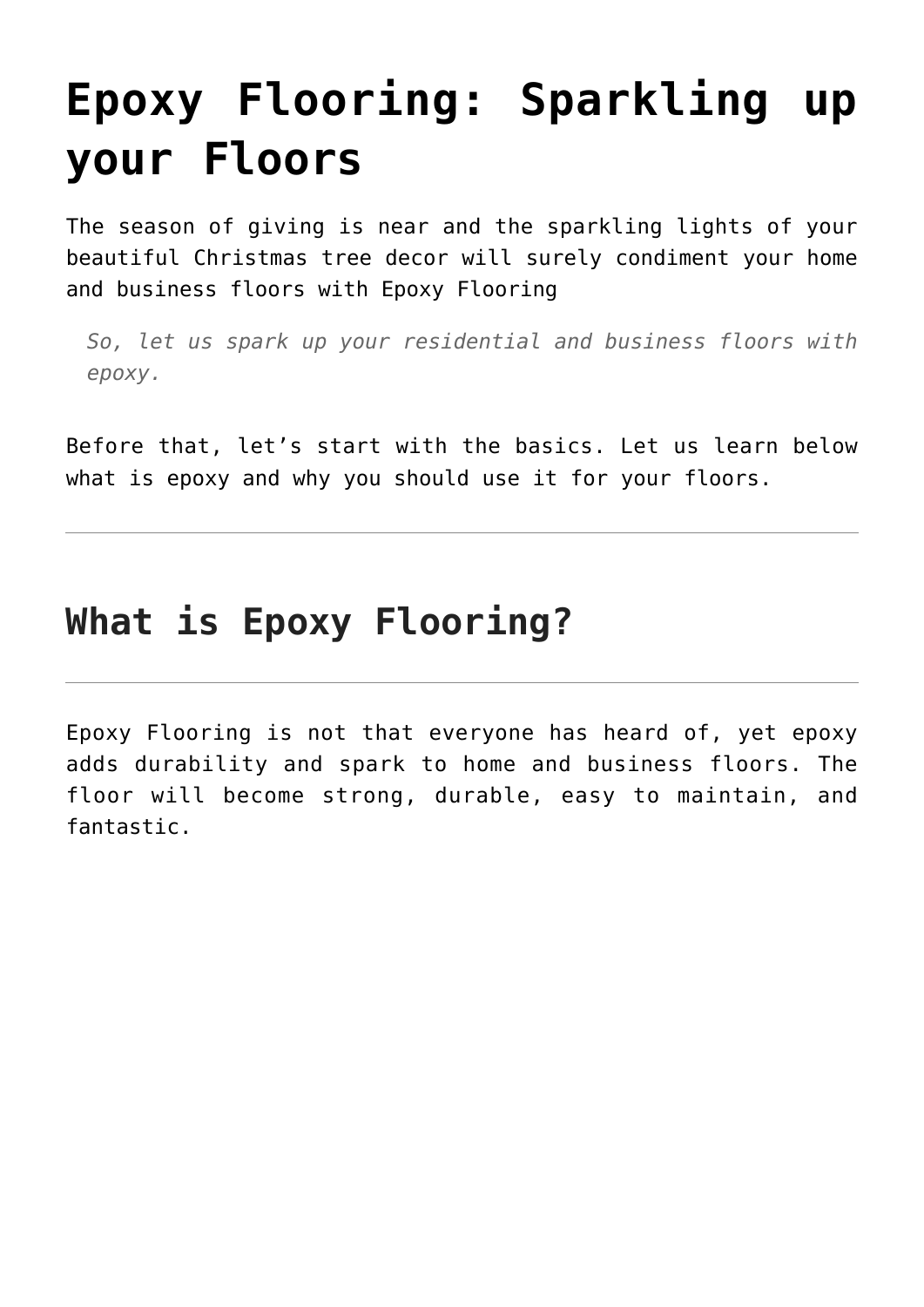# Epoxy Flooring: Sparkling up your Floors

The season of giving is near and the sparkling lights of your beautiful Christmas tree decor will surely condiment your home and business floors with Epoxy Flooring

> *So, let us spark up your residential and business floors with epoxy.*

Before that, let's start with the basics. Let us learn below what is epoxy and why you should use it for your floors.

---

## What is Epoxy Flooring?

---

Epoxy Flooring is not that everyone has heard of, yet epoxy adds durability and spark to home and business floors. The floor will become strong, durable, easy to maintain, and fantastic.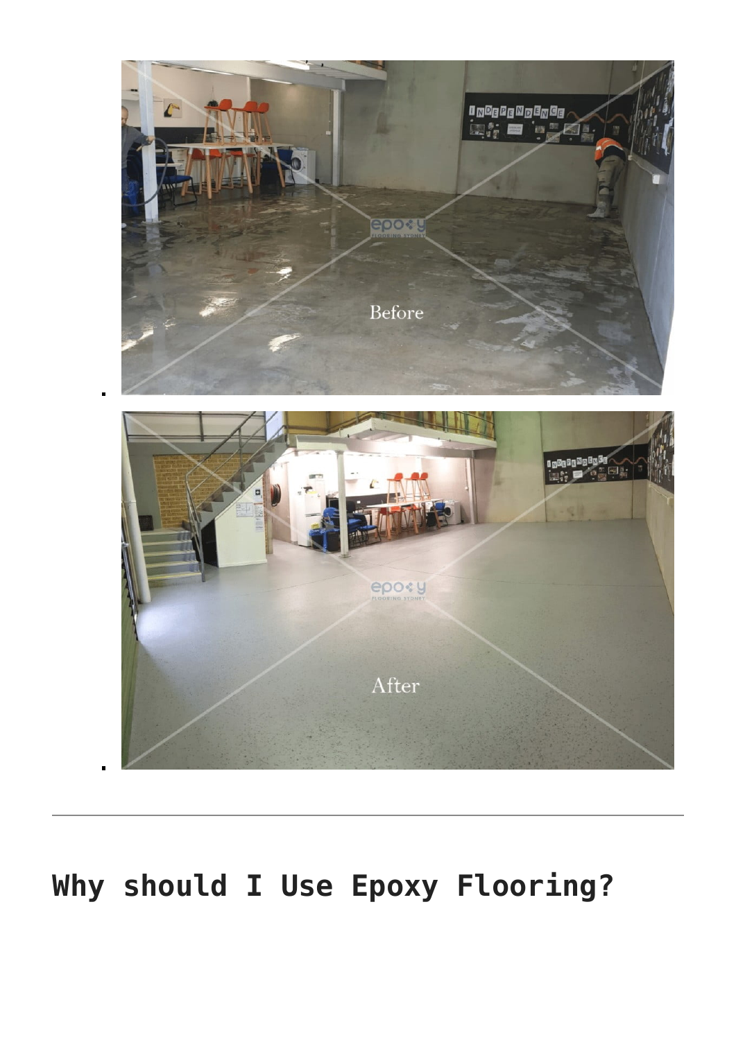---

## Why should I Use Epoxy Flooring?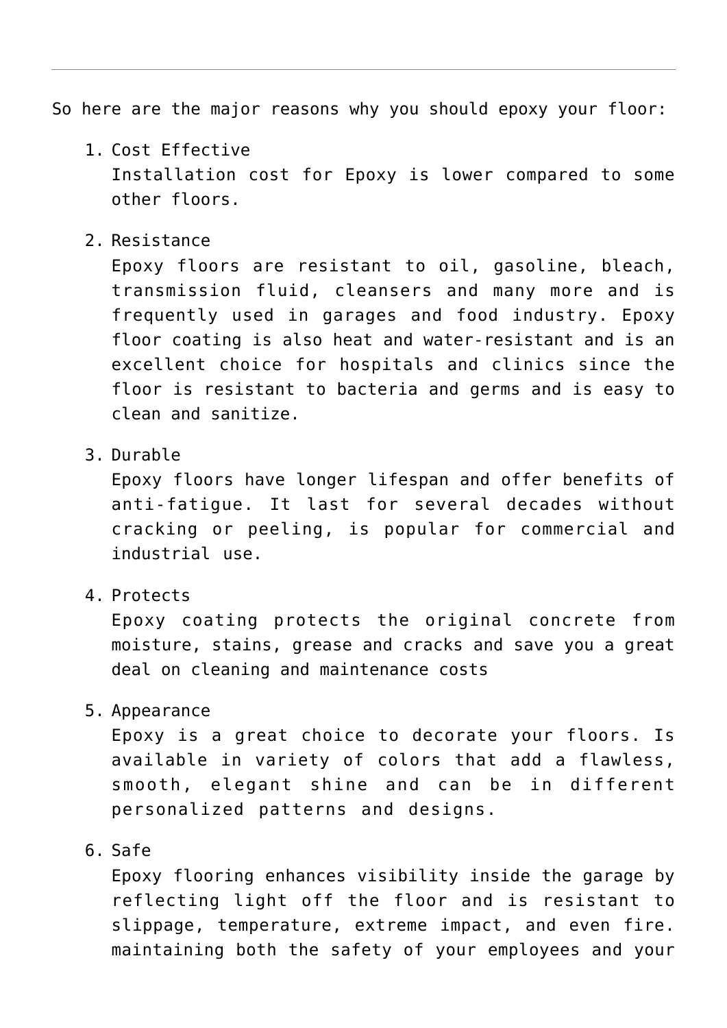---

So here are the major reasons why you should epoxy your floor:

1. Cost Effective
   Installation cost for Epoxy is lower compared to some other floors.

2. Resistance
   Epoxy floors are resistant to oil, gasoline, bleach, transmission fluid, cleansers and many more and is frequently used in garages and food industry. Epoxy floor coating is also heat and water-resistant and is an excellent choice for hospitals and clinics since the floor is resistant to bacteria and germs and is easy to clean and sanitize.

3. Durable
   Epoxy floors have longer lifespan and offer benefits of anti-fatigue. It last for several decades without cracking or peeling, is popular for commercial and industrial use.

4. Protects
   Epoxy coating protects the original concrete from moisture, stains, grease and cracks and save you a great deal on cleaning and maintenance costs

5. Appearance
   Epoxy is a great choice to decorate your floors. Is available in variety of colors that add a flawless, smooth, elegant shine and can be in different personalized patterns and designs.

6. Safe
   Epoxy flooring enhances visibility inside the garage by reflecting light off the floor and is resistant to slippage, temperature, extreme impact, and even fire. maintaining both the safety of your employees and your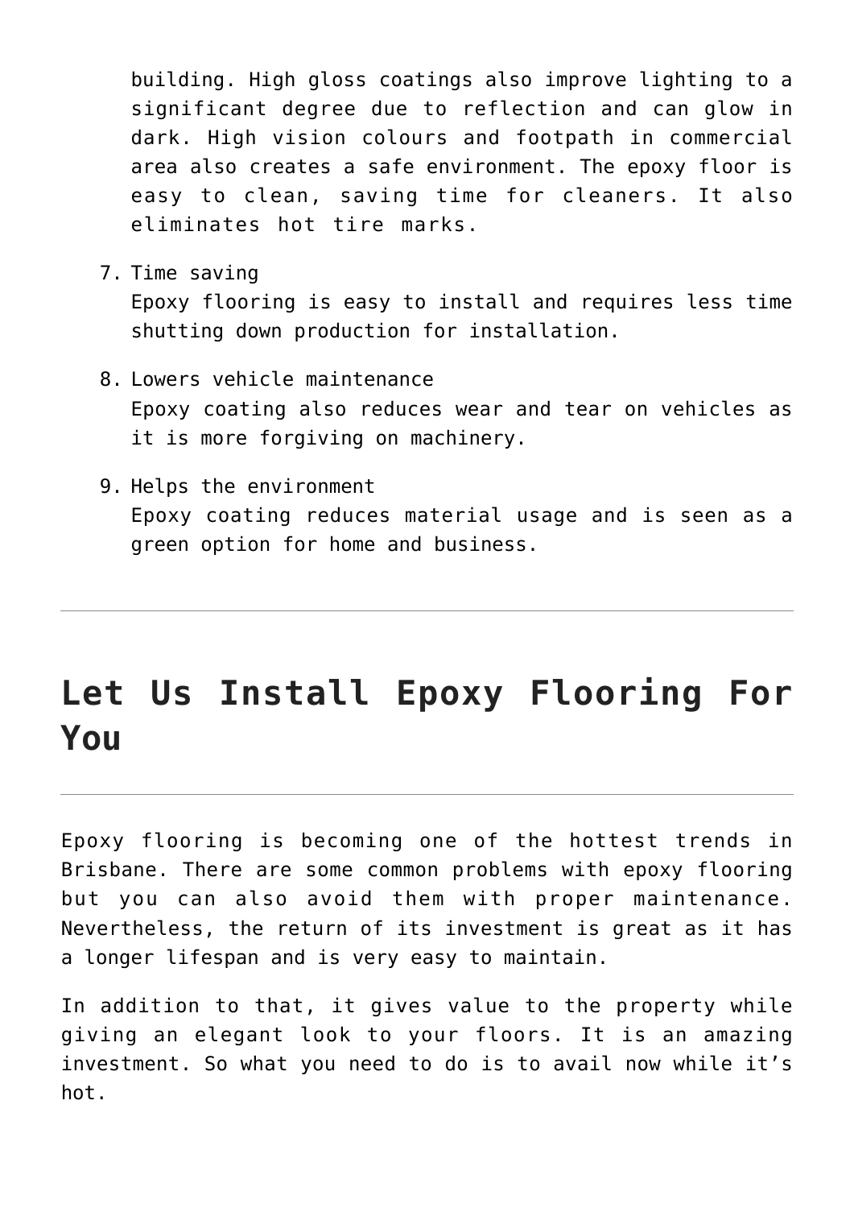building. High gloss coatings also improve lighting to a significant degree due to reflection and can glow in dark. High vision colours and footpath in commercial area also creates a safe environment. The epoxy floor is easy to clean, saving time for cleaners. It also eliminates hot tire marks.

7. Time saving
   Epoxy flooring is easy to install and requires less time shutting down production for installation.

8. Lowers vehicle maintenance
   Epoxy coating also reduces wear and tear on vehicles as it is more forgiving on machinery.

9. Helps the environment
   Epoxy coating reduces material usage and is seen as a green option for home and business.

---

## Let Us Install Epoxy Flooring For You

---

Epoxy flooring is becoming one of the hottest trends in Brisbane. There are some common problems with epoxy flooring but you can also avoid them with proper maintenance. Nevertheless, the return of its investment is great as it has a longer lifespan and is very easy to maintain.

In addition to that, it gives value to the property while giving an elegant look to your floors. It is an amazing investment. So what you need to do is to avail now while it's hot.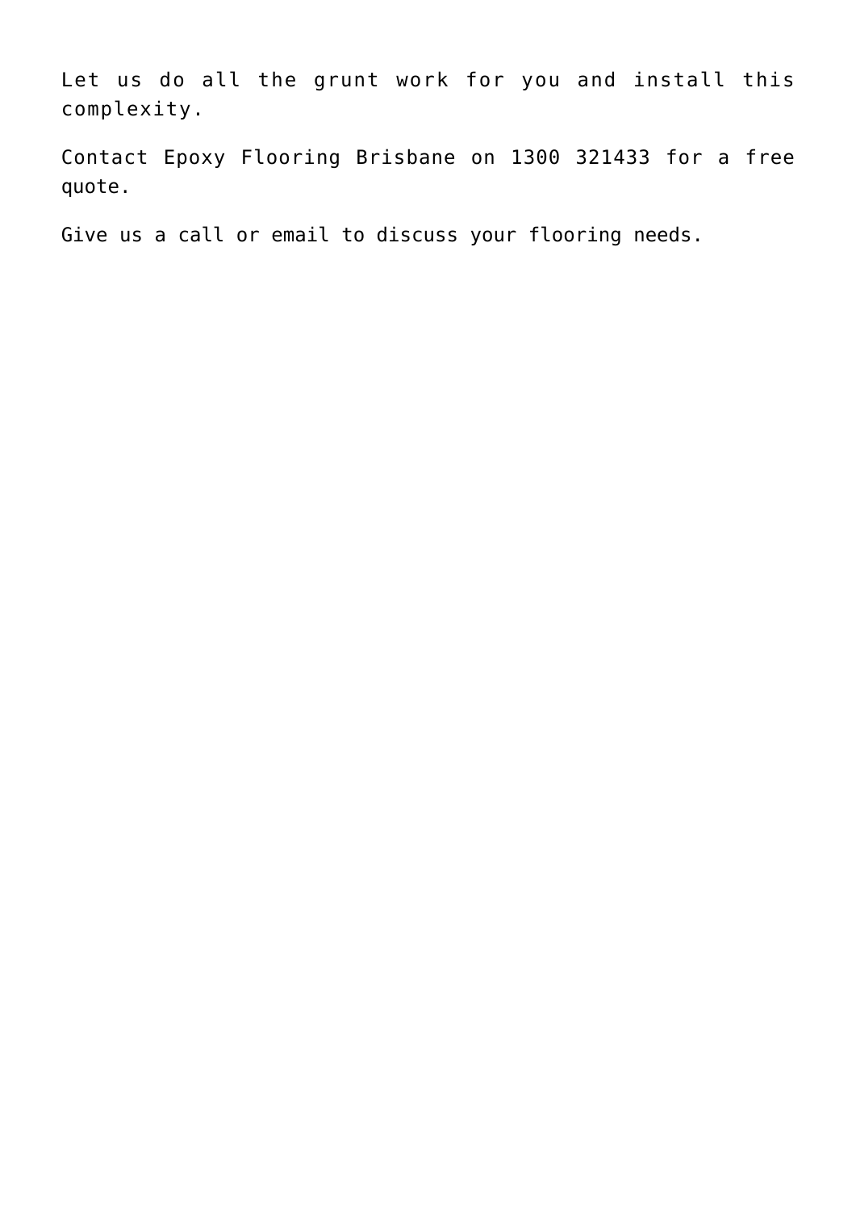Let us do all the grunt work for you and install this complexity.

Contact Epoxy Flooring Brisbane on 1300 321433 for a free quote.

Give us a call or email to discuss your flooring needs.